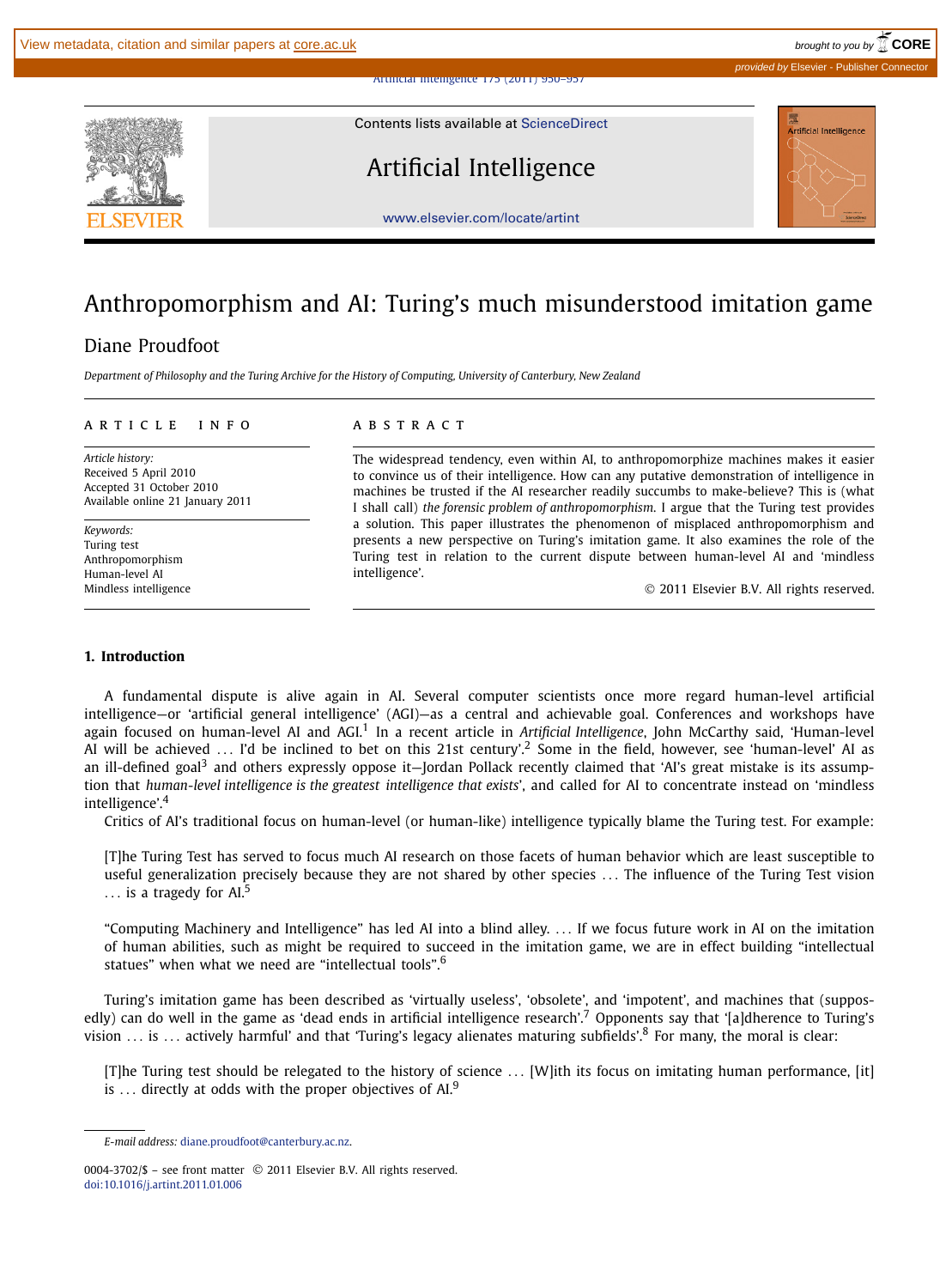# Anthropomorphism and AI: Turing's much misunderstood imitation game

Diane Proudfoot

*Department of Philosophy and the Turing Archive for the History of Computing, University of Canterbury, New Zealand*

**ARTICLE INFO**

*Article history:*
Received 5 April 2010
Accepted 31 October 2010
Available online 21 January 2011

*Keywords:*
Turing test
Anthropomorphism
Human-level AI
Mindless intelligence

**ABSTRACT**

The widespread tendency, even within AI, to anthropomorphize machines makes it easier to convince us of their intelligence. How can any putative demonstration of intelligence in machines be trusted if the AI researcher readily succumbs to make-believe? This is (what I shall call) *the forensic problem of anthropomorphism*. I argue that the Turing test provides a solution. This paper illustrates the phenomenon of misplaced anthropomorphism and presents a new perspective on Turing's imitation game. It also examines the role of the Turing test in relation to the current dispute between human-level AI and 'mindless intelligence'.

© 2011 Elsevier B.V. All rights reserved.

## 1. Introduction

A fundamental dispute is alive again in AI. Several computer scientists once more regard human-level artificial intelligence—or 'artificial general intelligence' (AGI)—as a central and achievable goal. Conferences and workshops have again focused on human-level AI and AGI.[1] In a recent article in *Artificial Intelligence*, John McCarthy said, 'Human-level AI will be achieved ... I'd be inclined to bet on this 21st century'.[2] Some in the field, however, see 'human-level' AI as an ill-defined goal[3] and others expressly oppose it—Jordan Pollack recently claimed that 'AI's great mistake is its assumption that *human-level intelligence is the greatest intelligence that exists*', and called for AI to concentrate instead on 'mindless intelligence'.[4]

Critics of AI's traditional focus on human-level (or human-like) intelligence typically blame the Turing test. For example:

> [T]he Turing Test has served to focus much AI research on those facets of human behavior which are least susceptible to useful generalization precisely because they are not shared by other species ... The influence of the Turing Test vision ... is a tragedy for AI.[5]

> "Computing Machinery and Intelligence" has led AI into a blind alley. ... If we focus future work in AI on the imitation of human abilities, such as might be required to succeed in the imitation game, we are in effect building "intellectual statues" when what we need are "intellectual tools".[6]

Turing's imitation game has been described as 'virtually useless', 'obsolete', and 'impotent', and machines that (supposedly) can do well in the game as 'dead ends in artificial intelligence research'.[7] Opponents say that '[a]dherence to Turing's vision ... is ... actively harmful' and that 'Turing's legacy alienates maturing subfields'.[8] For many, the moral is clear:

> [T]he Turing test should be relegated to the history of science ... [W]ith its focus on imitating human performance, [it] is ... directly at odds with the proper objectives of AI.[9]

*E-mail address:* diane.proudfoot@canterbury.ac.nz.

0004-3702/$ – see front matter © 2011 Elsevier B.V. All rights reserved.
doi:10.1016/j.artint.2011.01.006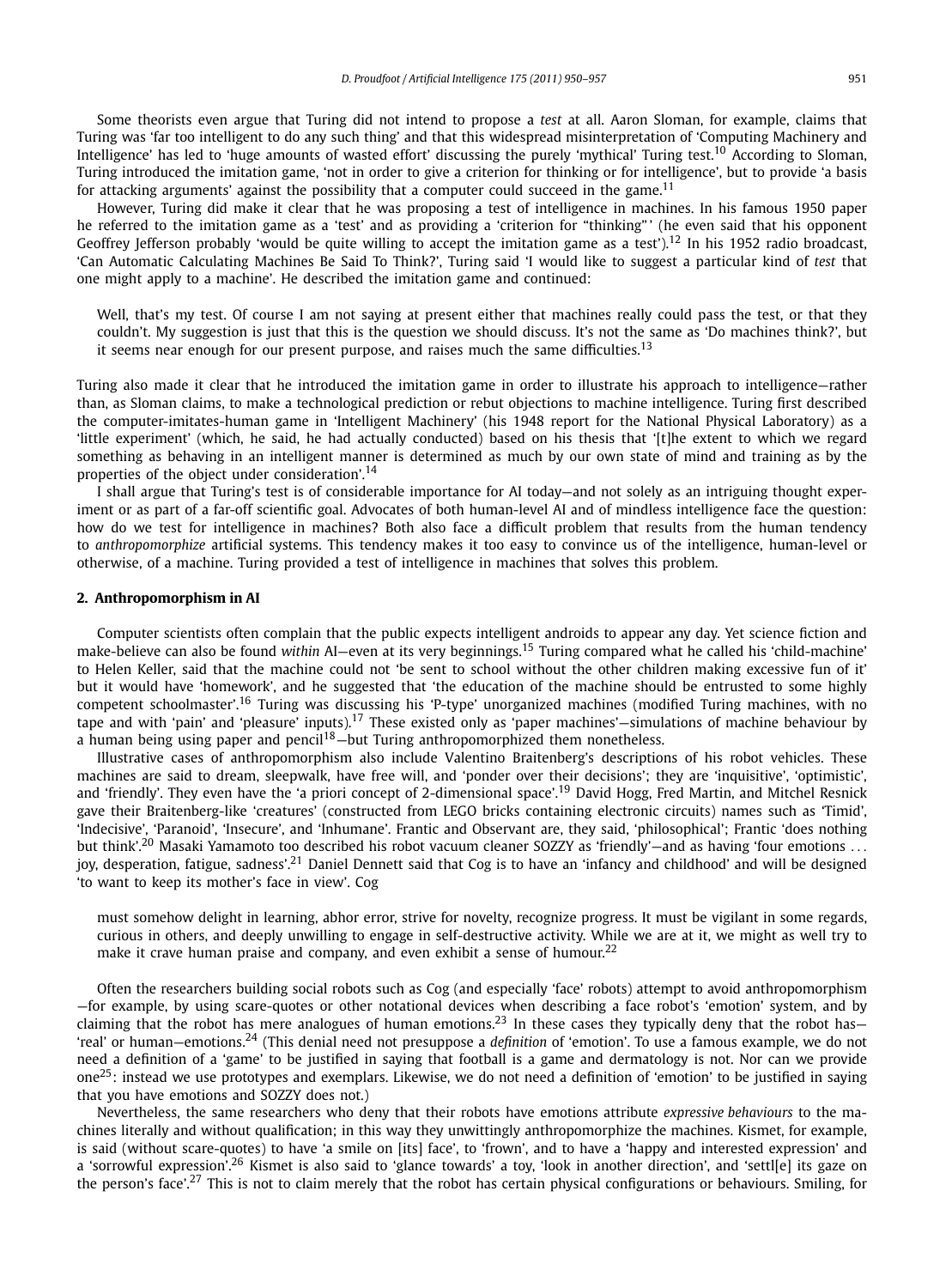Some theorists even argue that Turing did not intend to propose a *test* at all. Aaron Sloman, for example, claims that Turing was 'far too intelligent to do any such thing' and that this widespread misinterpretation of 'Computing Machinery and Intelligence' has led to 'huge amounts of wasted effort' discussing the purely 'mythical' Turing test.[10] According to Sloman, Turing introduced the imitation game, 'not in order to give a criterion for thinking or for intelligence', but to provide 'a basis for attacking arguments' against the possibility that a computer could succeed in the game.[11]

However, Turing did make it clear that he was proposing a test of intelligence in machines. In his famous 1950 paper he referred to the imitation game as a 'test' and as providing a 'criterion for "thinking"' (he even said that his opponent Geoffrey Jefferson probably 'would be quite willing to accept the imitation game as a test').[12] In his 1952 radio broadcast, 'Can Automatic Calculating Machines Be Said To Think?', Turing said 'I would like to suggest a particular kind of *test* that one might apply to a machine'. He described the imitation game and continued:

> Well, that's my test. Of course I am not saying at present either that machines really could pass the test, or that they couldn't. My suggestion is just that this is the question we should discuss. It's not the same as 'Do machines think?', but it seems near enough for our present purpose, and raises much the same difficulties.[13]

Turing also made it clear that he introduced the imitation game in order to illustrate his approach to intelligence—rather than, as Sloman claims, to make a technological prediction or rebut objections to machine intelligence. Turing first described the computer-imitates-human game in 'Intelligent Machinery' (his 1948 report for the National Physical Laboratory) as a 'little experiment' (which, he said, he had actually conducted) based on his thesis that '[t]he extent to which we regard something as behaving in an intelligent manner is determined as much by our own state of mind and training as by the properties of the object under consideration'.[14]

I shall argue that Turing's test is of considerable importance for AI today—and not solely as an intriguing thought experiment or as part of a far-off scientific goal. Advocates of both human-level AI and of mindless intelligence face the question: how do we test for intelligence in machines? Both also face a difficult problem that results from the human tendency to *anthropomorphize* artificial systems. This tendency makes it too easy to convince us of the intelligence, human-level or otherwise, of a machine. Turing provided a test of intelligence in machines that solves this problem.

## 2. Anthropomorphism in AI

Computer scientists often complain that the public expects intelligent androids to appear any day. Yet science fiction and make-believe can also be found *within* AI—even at its very beginnings.[15] Turing compared what he called his 'child-machine' to Helen Keller, said that the machine could not 'be sent to school without the other children making excessive fun of it' but it would have 'homework', and he suggested that 'the education of the machine should be entrusted to some highly competent schoolmaster'.[16] Turing was discussing his 'P-type' unorganized machines (modified Turing machines, with no tape and with 'pain' and 'pleasure' inputs).[17] These existed only as 'paper machines'—simulations of machine behaviour by a human being using paper and pencil[18]—but Turing anthropomorphized them nonetheless.

Illustrative cases of anthropomorphism also include Valentino Braitenberg's descriptions of his robot vehicles. These machines are said to dream, sleepwalk, have free will, and 'ponder over their decisions'; they are 'inquisitive', 'optimistic', and 'friendly'. They even have the 'a priori concept of 2-dimensional space'.[19] David Hogg, Fred Martin, and Mitchel Resnick gave their Braitenberg-like 'creatures' (constructed from LEGO bricks containing electronic circuits) names such as 'Timid', 'Indecisive', 'Paranoid', 'Insecure', and 'Inhumane'. Frantic and Observant are, they said, 'philosophical'; Frantic 'does nothing but think'.[20] Masaki Yamamoto too described his robot vacuum cleaner SOZZY as 'friendly'—and as having 'four emotions ... joy, desperation, fatigue, sadness'.[21] Daniel Dennett said that Cog is to have an 'infancy and childhood' and will be designed 'to want to keep its mother's face in view'. Cog

> must somehow delight in learning, abhor error, strive for novelty, recognize progress. It must be vigilant in some regards, curious in others, and deeply unwilling to engage in self-destructive activity. While we are at it, we might as well try to make it crave human praise and company, and even exhibit a sense of humour.[22]

Often the researchers building social robots such as Cog (and especially 'face' robots) attempt to avoid anthropomorphism—for example, by using scare-quotes or other notational devices when describing a face robot's 'emotion' system, and by claiming that the robot has mere analogues of human emotions.[23] In these cases they typically deny that the robot has—'real' or human—emotions.[24] (This denial need not presuppose a *definition* of 'emotion'. To use a famous example, we do not need a definition of a 'game' to be justified in saying that football is a game and dermatology is not. Nor can we provide one[25]: instead we use prototypes and exemplars. Likewise, we do not need a definition of 'emotion' to be justified in saying that you have emotions and SOZZY does not.)

Nevertheless, the same researchers who deny that their robots have emotions attribute *expressive behaviours* to the machines literally and without qualification; in this way they unwittingly anthropomorphize the machines. Kismet, for example, is said (without scare-quotes) to have 'a smile on [its] face', to 'frown', and to have a 'happy and interested expression' and a 'sorrowful expression'.[26] Kismet is also said to 'glance towards' a toy, 'look in another direction', and 'settl[e] its gaze on the person's face'.[27] This is not to claim merely that the robot has certain physical configurations or behaviours. Smiling, for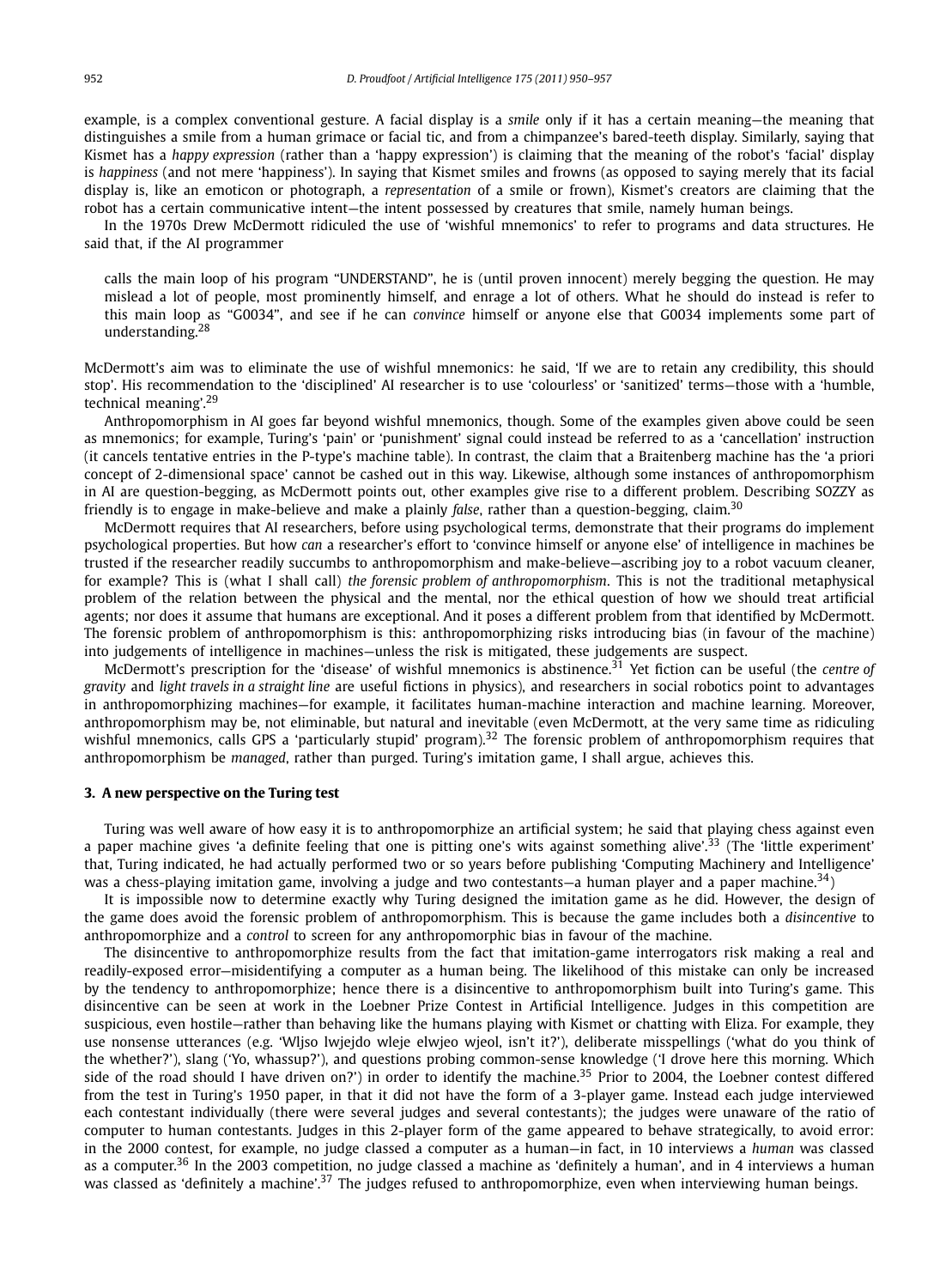example, is a complex conventional gesture. A facial display is a *smile* only if it has a certain meaning—the meaning that distinguishes a smile from a human grimace or facial tic, and from a chimpanzee's bared-teeth display. Similarly, saying that Kismet has a *happy expression* (rather than a 'happy expression') is claiming that the meaning of the robot's 'facial' display is *happiness* (and not mere 'happiness'). In saying that Kismet smiles and frowns (as opposed to saying merely that its facial display is, like an emoticon or photograph, a *representation* of a smile or frown), Kismet's creators are claiming that the robot has a certain communicative intent—the intent possessed by creatures that smile, namely human beings.

In the 1970s Drew McDermott ridiculed the use of 'wishful mnemonics' to refer to programs and data structures. He said that, if the AI programmer

> calls the main loop of his program "UNDERSTAND", he is (until proven innocent) merely begging the question. He may mislead a lot of people, most prominently himself, and enrage a lot of others. What he should do instead is refer to this main loop as "G0034", and see if he can *convince* himself or anyone else that G0034 implements some part of understanding.[28]

McDermott's aim was to eliminate the use of wishful mnemonics: he said, 'If we are to retain any credibility, this should stop'. His recommendation to the 'disciplined' AI researcher is to use 'colourless' or 'sanitized' terms—those with a 'humble, technical meaning'.[29]

Anthropomorphism in AI goes far beyond wishful mnemonics, though. Some of the examples given above could be seen as mnemonics; for example, Turing's 'pain' or 'punishment' signal could instead be referred to as a 'cancellation' instruction (it cancels tentative entries in the P-type's machine table). In contrast, the claim that a Braitenberg machine has the 'a priori concept of 2-dimensional space' cannot be cashed out in this way. Likewise, although some instances of anthropomorphism in AI are question-begging, as McDermott points out, other examples give rise to a different problem. Describing SOZZY as friendly is to engage in make-believe and make a plainly *false*, rather than a question-begging, claim.[30]

McDermott requires that AI researchers, before using psychological terms, demonstrate that their programs do implement psychological properties. But how *can* a researcher's effort to 'convince himself or anyone else' of intelligence in machines be trusted if the researcher readily succumbs to anthropomorphism and make-believe—ascribing joy to a robot vacuum cleaner, for example? This is (what I shall call) *the forensic problem of anthropomorphism*. This is not the traditional metaphysical problem of the relation between the physical and the mental, nor the ethical question of how we should treat artificial agents; nor does it assume that humans are exceptional. And it poses a different problem from that identified by McDermott. The forensic problem of anthropomorphism is this: anthropomorphizing risks introducing bias (in favour of the machine) into judgements of intelligence in machines—unless the risk is mitigated, these judgements are suspect.

McDermott's prescription for the 'disease' of wishful mnemonics is abstinence.[31] Yet fiction can be useful (the *centre of gravity* and *light travels in a straight line* are useful fictions in physics), and researchers in social robotics point to advantages in anthropomorphizing machines—for example, it facilitates human-machine interaction and machine learning. Moreover, anthropomorphism may be, not eliminable, but natural and inevitable (even McDermott, at the very same time as ridiculing wishful mnemonics, calls GPS a 'particularly stupid' program).[32] The forensic problem of anthropomorphism requires that anthropomorphism be *managed*, rather than purged. Turing's imitation game, I shall argue, achieves this.

## 3. A new perspective on the Turing test

Turing was well aware of how easy it is to anthropomorphize an artificial system; he said that playing chess against even a paper machine gives 'a definite feeling that one is pitting one's wits against something alive'.[33] (The 'little experiment' that, Turing indicated, he had actually performed two or so years before publishing 'Computing Machinery and Intelligence' was a chess-playing imitation game, involving a judge and two contestants—a human player and a paper machine.[34])

It is impossible now to determine exactly why Turing designed the imitation game as he did. However, the design of the game does avoid the forensic problem of anthropomorphism. This is because the game includes both a *disincentive* to anthropomorphize and a *control* to screen for any anthropomorphic bias in favour of the machine.

The disincentive to anthropomorphize results from the fact that imitation-game interrogators risk making a real and readily-exposed error—misidentifying a computer as a human being. The likelihood of this mistake can only be increased by the tendency to anthropomorphize; hence there is a disincentive to anthropomorphism built into Turing's game. This disincentive can be seen at work in the Loebner Prize Contest in Artificial Intelligence. Judges in this competition are suspicious, even hostile—rather than behaving like the humans playing with Kismet or chatting with Eliza. For example, they use nonsense utterances (e.g. 'Wljso lwjejdo wleje elwjeo wjeol, isn't it?'), deliberate misspellings ('what do you think of the whether?'), slang ('Yo, whassup?'), and questions probing common-sense knowledge ('I drove here this morning. Which side of the road should I have driven on?') in order to identify the machine.[35] Prior to 2004, the Loebner contest differed from the test in Turing's 1950 paper, in that it did not have the form of a 3-player game. Instead each judge interviewed each contestant individually (there were several judges and several contestants); the judges were unaware of the ratio of computer to human contestants. Judges in this 2-player form of the game appeared to behave strategically, to avoid error: in the 2000 contest, for example, no judge classed a computer as a human—in fact, in 10 interviews a *human* was classed as a computer.[36] In the 2003 competition, no judge classed a machine as 'definitely a human', and in 4 interviews a human was classed as 'definitely a machine'.[37] The judges refused to anthropomorphize, even when interviewing human beings.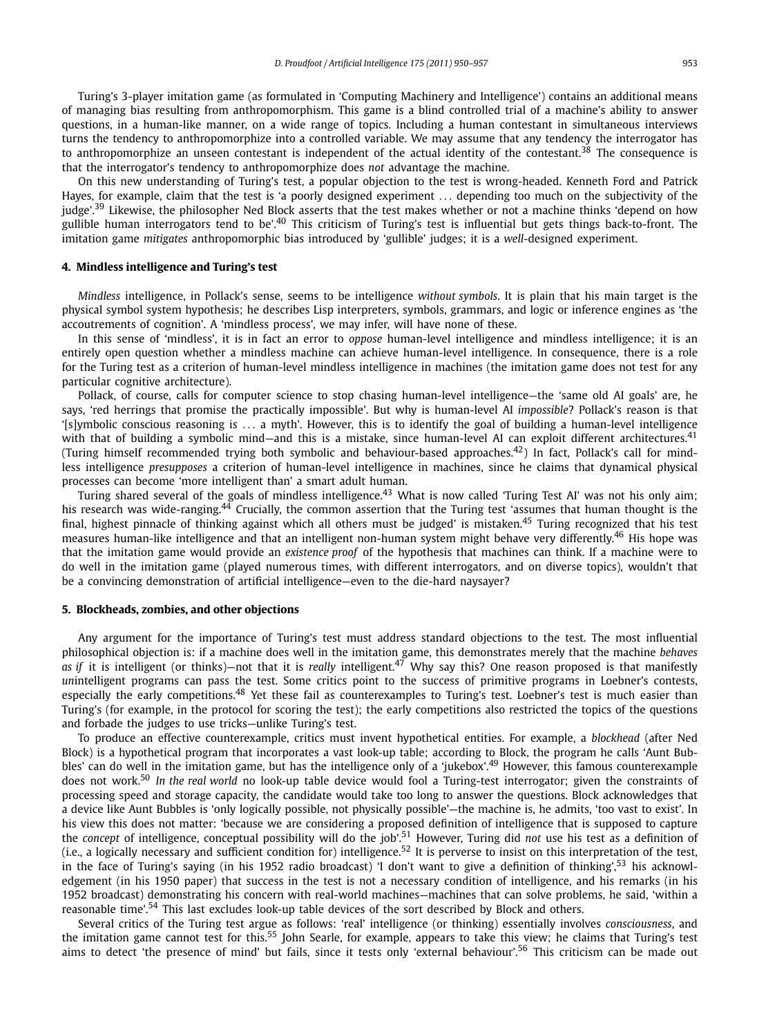Turing's 3-player imitation game (as formulated in 'Computing Machinery and Intelligence') contains an additional means of managing bias resulting from anthropomorphism. This game is a blind controlled trial of a machine's ability to answer questions, in a human-like manner, on a wide range of topics. Including a human contestant in simultaneous interviews turns the tendency to anthropomorphize into a controlled variable. We may assume that any tendency the interrogator has to anthropomorphize an unseen contestant is independent of the actual identity of the contestant.[38] The consequence is that the interrogator's tendency to anthropomorphize does *not* advantage the machine.

On this new understanding of Turing's test, a popular objection to the test is wrong-headed. Kenneth Ford and Patrick Hayes, for example, claim that the test is 'a poorly designed experiment ... depending too much on the subjectivity of the judge'.[39] Likewise, the philosopher Ned Block asserts that the test makes whether or not a machine thinks 'depend on how gullible human interrogators tend to be'.[40] This criticism of Turing's test is influential but gets things back-to-front. The imitation game *mitigates* anthropomorphic bias introduced by 'gullible' judges; it is a *well*-designed experiment.

## 4. Mindless intelligence and Turing's test

*Mindless* intelligence, in Pollack's sense, seems to be intelligence *without symbols*. It is plain that his main target is the physical symbol system hypothesis; he describes Lisp interpreters, symbols, grammars, and logic or inference engines as 'the accoutrements of cognition'. A 'mindless process', we may infer, will have none of these.

In this sense of 'mindless', it is in fact an error to *oppose* human-level intelligence and mindless intelligence; it is an entirely open question whether a mindless machine can achieve human-level intelligence. In consequence, there is a role for the Turing test as a criterion of human-level mindless intelligence in machines (the imitation game does not test for any particular cognitive architecture).

Pollack, of course, calls for computer science to stop chasing human-level intelligence—the 'same old AI goals' are, he says, 'red herrings that promise the practically impossible'. But why is human-level AI *impossible*? Pollack's reason is that '[s]ymbolic conscious reasoning is ... a myth'. However, this is to identify the goal of building a human-level intelligence with that of building a symbolic mind—and this is a mistake, since human-level AI can exploit different architectures.[41] (Turing himself recommended trying both symbolic and behaviour-based approaches.[42]) In fact, Pollack's call for mindless intelligence *presupposes* a criterion of human-level intelligence in machines, since he claims that dynamical physical processes can become 'more intelligent than' a smart adult human.

Turing shared several of the goals of mindless intelligence.[43] What is now called 'Turing Test AI' was not his only aim; his research was wide-ranging.[44] Crucially, the common assertion that the Turing test 'assumes that human thought is the final, highest pinnacle of thinking against which all others must be judged' is mistaken.[45] Turing recognized that his test measures human-like intelligence and that an intelligent non-human system might behave very differently.[46] His hope was that the imitation game would provide an *existence proof* of the hypothesis that machines can think. If a machine were to do well in the imitation game (played numerous times, with different interrogators, and on diverse topics), wouldn't that be a convincing demonstration of artificial intelligence—even to the die-hard naysayer?

## 5. Blockheads, zombies, and other objections

Any argument for the importance of Turing's test must address standard objections to the test. The most influential philosophical objection is: if a machine does well in the imitation game, this demonstrates merely that the machine *behaves as if* it is intelligent (or thinks)—not that it is *really* intelligent.[47] Why say this? One reason proposed is that manifestly *un*intelligent programs can pass the test. Some critics point to the success of primitive programs in Loebner's contests, especially the early competitions.[48] Yet these fail as counterexamples to Turing's test. Loebner's test is much easier than Turing's (for example, in the protocol for scoring the test); the early competitions also restricted the topics of the questions and forbade the judges to use tricks—unlike Turing's test.

To produce an effective counterexample, critics must invent hypothetical entities. For example, a *blockhead* (after Ned Block) is a hypothetical program that incorporates a vast look-up table; according to Block, the program he calls 'Aunt Bubbles' can do well in the imitation game, but has the intelligence only of a 'jukebox'.[49] However, this famous counterexample does not work.[50] *In the real world* no look-up table device would fool a Turing-test interrogator; given the constraints of processing speed and storage capacity, the candidate would take too long to answer the questions. Block acknowledges that a device like Aunt Bubbles is 'only logically possible, not physically possible'—the machine is, he admits, 'too vast to exist'. In his view this does not matter: 'because we are considering a proposed definition of intelligence that is supposed to capture the *concept* of intelligence, conceptual possibility will do the job'.[51] However, Turing did *not* use his test as a definition of (i.e., a logically necessary and sufficient condition for) intelligence.[52] It is perverse to insist on this interpretation of the test, in the face of Turing's saying (in his 1952 radio broadcast) 'I don't want to give a definition of thinking',[53] his acknowledgement (in his 1950 paper) that success in the test is not a necessary condition of intelligence, and his remarks (in his 1952 broadcast) demonstrating his concern with real-world machines—machines that can solve problems, he said, 'within a reasonable time'.[54] This last excludes look-up table devices of the sort described by Block and others.

Several critics of the Turing test argue as follows: 'real' intelligence (or thinking) essentially involves *consciousness*, and the imitation game cannot test for this.[55] John Searle, for example, appears to take this view; he claims that Turing's test aims to detect 'the presence of mind' but fails, since it tests only 'external behaviour'.[56] This criticism can be made out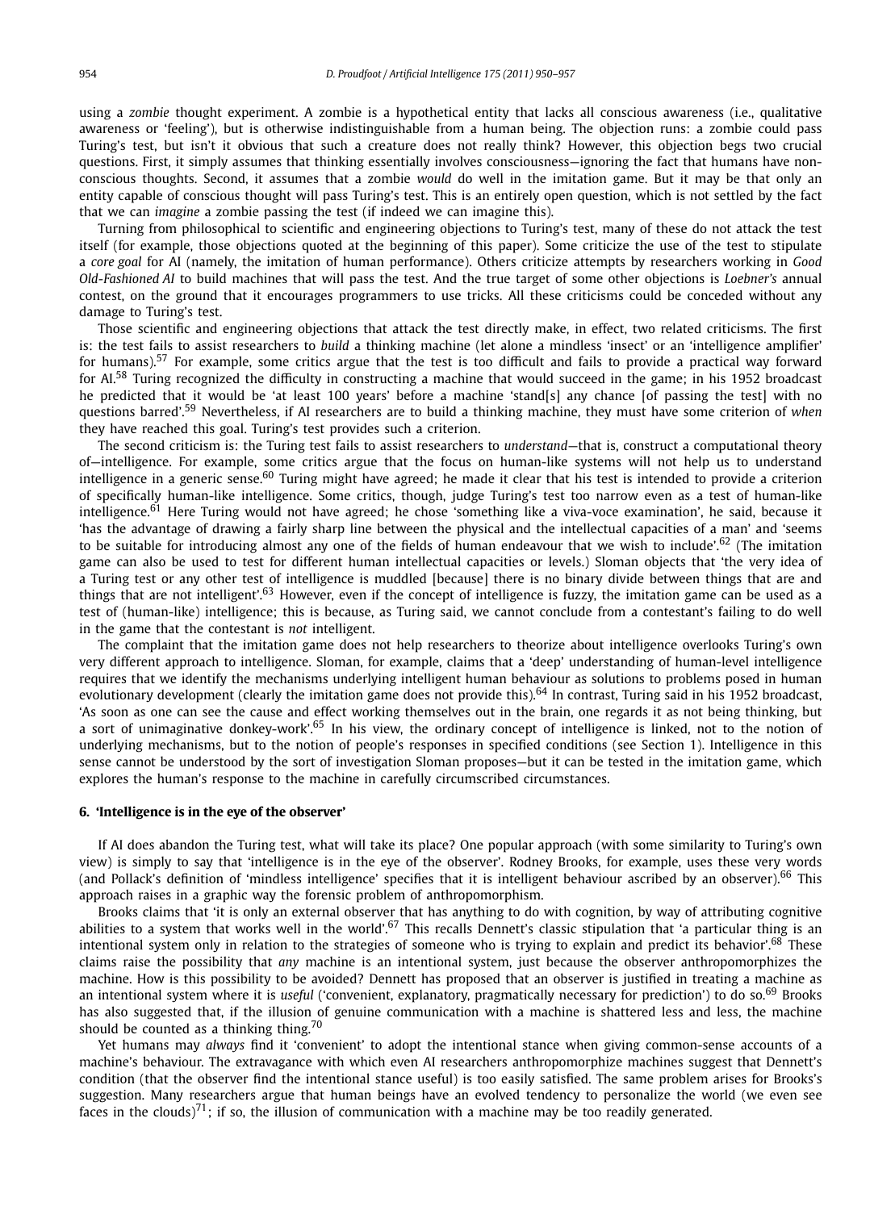using a *zombie* thought experiment. A zombie is a hypothetical entity that lacks all conscious awareness (i.e., qualitative awareness or 'feeling'), but is otherwise indistinguishable from a human being. The objection runs: a zombie could pass Turing's test, but isn't it obvious that such a creature does not really think? However, this objection begs two crucial questions. First, it simply assumes that thinking essentially involves consciousness—ignoring the fact that humans have non-conscious thoughts. Second, it assumes that a zombie *would* do well in the imitation game. But it may be that only an entity capable of conscious thought will pass Turing's test. This is an entirely open question, which is not settled by the fact that we can *imagine* a zombie passing the test (if indeed we can imagine this).

Turning from philosophical to scientific and engineering objections to Turing's test, many of these do not attack the test itself (for example, those objections quoted at the beginning of this paper). Some criticize the use of the test to stipulate a *core goal* for AI (namely, the imitation of human performance). Others criticize attempts by researchers working in *Good Old-Fashioned AI* to build machines that will pass the test. And the true target of some other objections is *Loebner's* annual contest, on the ground that it encourages programmers to use tricks. All these criticisms could be conceded without any damage to Turing's test.

Those scientific and engineering objections that attack the test directly make, in effect, two related criticisms. The first is: the test fails to assist researchers to *build* a thinking machine (let alone a mindless 'insect' or an 'intelligence amplifier' for humans).[57] For example, some critics argue that the test is too difficult and fails to provide a practical way forward for AI.[58] Turing recognized the difficulty in constructing a machine that would succeed in the game; in his 1952 broadcast he predicted that it would be 'at least 100 years' before a machine 'stand[s] any chance [of passing the test] with no questions barred'.[59] Nevertheless, if AI researchers are to build a thinking machine, they must have some criterion of *when* they have reached this goal. Turing's test provides such a criterion.

The second criticism is: the Turing test fails to assist researchers to *understand*—that is, construct a computational theory of—intelligence. For example, some critics argue that the focus on human-like systems will not help us to understand intelligence in a generic sense.[60] Turing might have agreed; he made it clear that his test is intended to provide a criterion of specifically human-like intelligence. Some critics, though, judge Turing's test too narrow even as a test of human-like intelligence.[61] Here Turing would not have agreed; he chose 'something like a viva-voce examination', he said, because it 'has the advantage of drawing a fairly sharp line between the physical and the intellectual capacities of a man' and 'seems to be suitable for introducing almost any one of the fields of human endeavour that we wish to include'.[62] (The imitation game can also be used to test for different human intellectual capacities or levels.) Sloman objects that 'the very idea of a Turing test or any other test of intelligence is muddled [because] there is no binary divide between things that are and things that are not intelligent'.[63] However, even if the concept of intelligence is fuzzy, the imitation game can be used as a test of (human-like) intelligence; this is because, as Turing said, we cannot conclude from a contestant's failing to do well in the game that the contestant is *not* intelligent.

The complaint that the imitation game does not help researchers to theorize about intelligence overlooks Turing's own very different approach to intelligence. Sloman, for example, claims that a 'deep' understanding of human-level intelligence requires that we identify the mechanisms underlying intelligent human behaviour as solutions to problems posed in human evolutionary development (clearly the imitation game does not provide this).[64] In contrast, Turing said in his 1952 broadcast, 'As soon as one can see the cause and effect working themselves out in the brain, one regards it as not being thinking, but a sort of unimaginative donkey-work'.[65] In his view, the ordinary concept of intelligence is linked, not to the notion of underlying mechanisms, but to the notion of people's responses in specified conditions (see Section 1). Intelligence in this sense cannot be understood by the sort of investigation Sloman proposes—but it can be tested in the imitation game, which explores the human's response to the machine in carefully circumscribed circumstances.

## 6. 'Intelligence is in the eye of the observer'

If AI does abandon the Turing test, what will take its place? One popular approach (with some similarity to Turing's own view) is simply to say that 'intelligence is in the eye of the observer'. Rodney Brooks, for example, uses these very words (and Pollack's definition of 'mindless intelligence' specifies that it is intelligent behaviour ascribed by an observer).[66] This approach raises in a graphic way the forensic problem of anthropomorphism.

Brooks claims that 'it is only an external observer that has anything to do with cognition, by way of attributing cognitive abilities to a system that works well in the world'.[67] This recalls Dennett's classic stipulation that 'a particular thing is an intentional system only in relation to the strategies of someone who is trying to explain and predict its behavior'.[68] These claims raise the possibility that *any* machine is an intentional system, just because the observer anthropomorphizes the machine. How is this possibility to be avoided? Dennett has proposed that an observer is justified in treating a machine as an intentional system where it is *useful* ('convenient, explanatory, pragmatically necessary for prediction') to do so.[69] Brooks has also suggested that, if the illusion of genuine communication with a machine is shattered less and less, the machine should be counted as a thinking thing.[70]

Yet humans may *always* find it 'convenient' to adopt the intentional stance when giving common-sense accounts of a machine's behaviour. The extravagance with which even AI researchers anthropomorphize machines suggest that Dennett's condition (that the observer find the intentional stance useful) is too easily satisfied. The same problem arises for Brooks's suggestion. Many researchers argue that human beings have an evolved tendency to personalize the world (we even see faces in the clouds)[71]; if so, the illusion of communication with a machine may be too readily generated.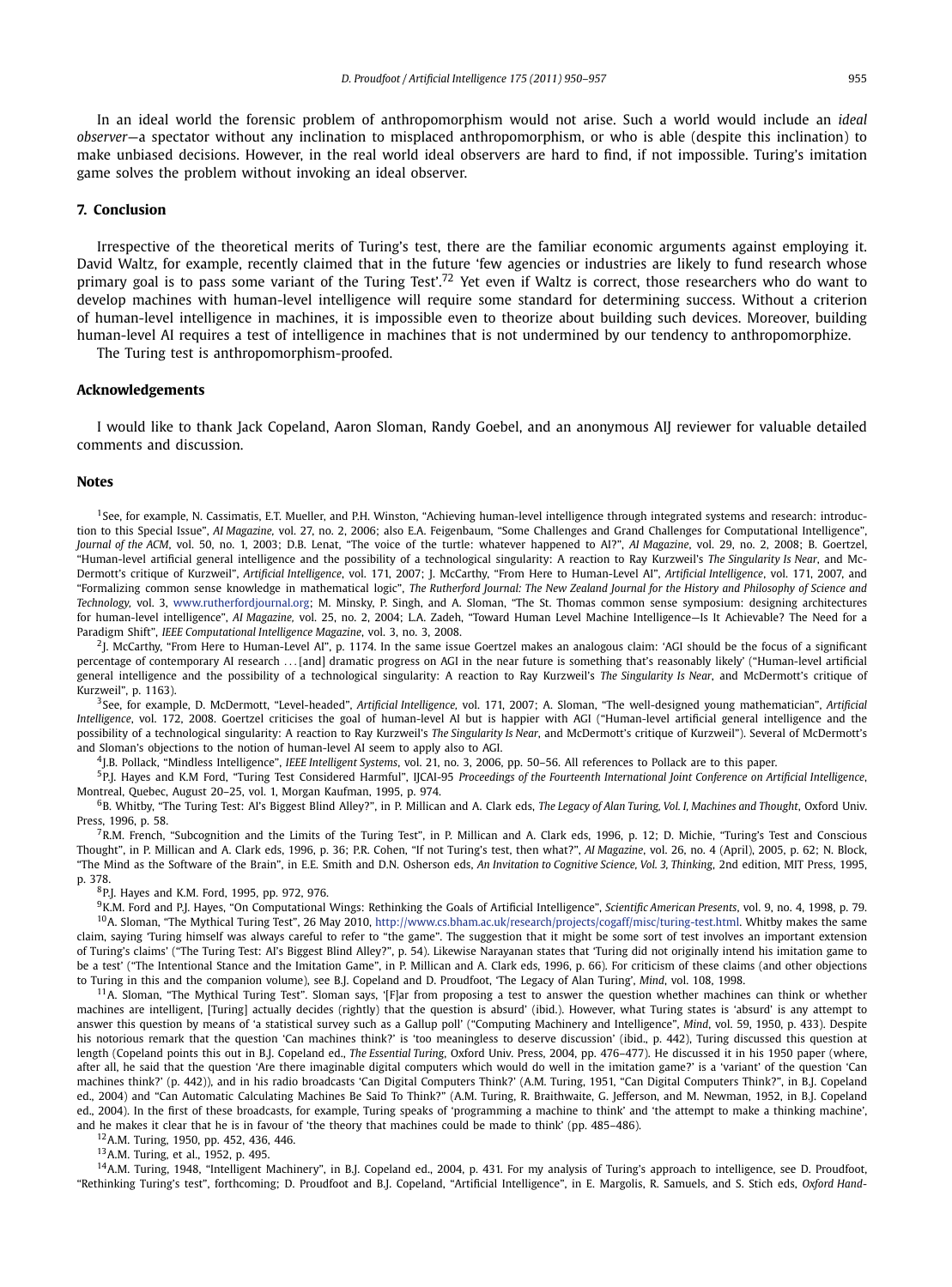In an ideal world the forensic problem of anthropomorphism would not arise. Such a world would include an *ideal observer*—a spectator without any inclination to misplaced anthropomorphism, or who is able (despite this inclination) to make unbiased decisions. However, in the real world ideal observers are hard to find, if not impossible. Turing's imitation game solves the problem without invoking an ideal observer.

## 7. Conclusion

Irrespective of the theoretical merits of Turing's test, there are the familiar economic arguments against employing it. David Waltz, for example, recently claimed that in the future 'few agencies or industries are likely to fund research whose primary goal is to pass some variant of the Turing Test'.[72] Yet even if Waltz is correct, those researchers who do want to develop machines with human-level intelligence will require some standard for determining success. Without a criterion of human-level intelligence in machines, it is impossible even to theorize about building such devices. Moreover, building human-level AI requires a test of intelligence in machines that is not undermined by our tendency to anthropomorphize.

The Turing test is anthropomorphism-proofed.

## Acknowledgements

I would like to thank Jack Copeland, Aaron Sloman, Randy Goebel, and an anonymous AIJ reviewer for valuable detailed comments and discussion.

## Notes

[1] See, for example, N. Cassimatis, E.T. Mueller, and P.H. Winston, "Achieving human-level intelligence through integrated systems and research: introduction to this Special Issue", *AI Magazine*, vol. 27, no. 2, 2006; also E.A. Feigenbaum, "Some Challenges and Grand Challenges for Computational Intelligence", *Journal of the ACM*, vol. 50, no. 1, 2003; D.B. Lenat, "The voice of the turtle: whatever happened to AI?", *AI Magazine*, vol. 29, no. 2, 2008; B. Goertzel, "Human-level artificial general intelligence and the possibility of a technological singularity: A reaction to Ray Kurzweil's *The Singularity Is Near*, and McDermott's critique of Kurzweil", *Artificial Intelligence*, vol. 171, 2007; J. McCarthy, "From Here to Human-Level AI", *Artificial Intelligence*, vol. 171, 2007, and "Formalizing common sense knowledge in mathematical logic", *The Rutherford Journal: The New Zealand Journal for the History and Philosophy of Science and Technology*, vol. 3, www.rutherfordjournal.org; M. Minsky, P. Singh, and A. Sloman, "The St. Thomas common sense symposium: designing architectures for human-level intelligence", *AI Magazine*, vol. 25, no. 2, 2004; L.A. Zadeh, "Toward Human Level Machine Intelligence—Is It Achievable? The Need for a Paradigm Shift", *IEEE Computational Intelligence Magazine*, vol. 3, no. 3, 2008.

[2] J. McCarthy, "From Here to Human-Level AI", p. 1174. In the same issue Goertzel makes an analogous claim: 'AGI should be the focus of a significant percentage of contemporary AI research ... [and] dramatic progress on AGI in the near future is something that's reasonably likely' ("Human-level artificial general intelligence and the possibility of a technological singularity: A reaction to Ray Kurzweil's *The Singularity Is Near*, and McDermott's critique of Kurzweil", p. 1163).

[3] See, for example, D. McDermott, "Level-headed", *Artificial Intelligence*, vol. 171, 2007; A. Sloman, "The well-designed young mathematician", *Artificial Intelligence*, vol. 172, 2008. Goertzel criticises the goal of human-level AI but is happier with AGI ("Human-level artificial general intelligence and the possibility of a technological singularity: A reaction to Ray Kurzweil's *The Singularity Is Near*, and McDermott's critique of Kurzweil"). Several of McDermott's and Sloman's objections to the notion of human-level AI seem to apply also to AGI.

[4] J.B. Pollack, "Mindless Intelligence", *IEEE Intelligent Systems*, vol. 21, no. 3, 2006, pp. 50–56. All references to Pollack are to this paper.

[5] P.J. Hayes and K.M Ford, "Turing Test Considered Harmful", IJCAI-95 *Proceedings of the Fourteenth International Joint Conference on Artificial Intelligence*, Montreal, Quebec, August 20–25, vol. 1, Morgan Kaufman, 1995, p. 974.

[6] B. Whitby, "The Turing Test: AI's Biggest Blind Alley?", in P. Millican and A. Clark eds, *The Legacy of Alan Turing, Vol. I, Machines and Thought*, Oxford Univ. Press, 1996, p. 58.

[7] R.M. French, "Subcognition and the Limits of the Turing Test", in P. Millican and A. Clark eds, 1996, p. 12; D. Michie, "Turing's Test and Conscious Thought", in P. Millican and A. Clark eds, 1996, p. 36; P.R. Cohen, "If not Turing's test, then what?", *AI Magazine*, vol. 26, no. 4 (April), 2005, p. 62; N. Block, "The Mind as the Software of the Brain", in E.E. Smith and D.N. Osherson eds, *An Invitation to Cognitive Science, Vol. 3, Thinking*, 2nd edition, MIT Press, 1995, p. 378.

[8] P.J. Hayes and K.M. Ford, 1995, pp. 972, 976.

[9] K.M. Ford and P.J. Hayes, "On Computational Wings: Rethinking the Goals of Artificial Intelligence", *Scientific American Presents*, vol. 9, no. 4, 1998, p. 79.

[10] A. Sloman, "The Mythical Turing Test", 26 May 2010, http://www.cs.bham.ac.uk/research/projects/cogaff/misc/turing-test.html. Whitby makes the same claim, saying 'Turing himself was always careful to refer to "the game". The suggestion that it might be some sort of test involves an important extension of Turing's claims' ("The Turing Test: AI's Biggest Blind Alley?", p. 54). Likewise Narayanan states that 'Turing did not originally intend his imitation game to be a test' ("The Intentional Stance and the Imitation Game", in P. Millican and A. Clark eds, 1996, p. 66). For criticism of these claims (and other objections to Turing in this and the companion volume), see B.J. Copeland and D. Proudfoot, 'The Legacy of Alan Turing', *Mind*, vol. 108, 1998.

[11] A. Sloman, "The Mythical Turing Test". Sloman says, '[F]ar from proposing a test to answer the question whether machines can think or whether machines are intelligent, [Turing] actually decides (rightly) that the question is absurd' (ibid.). However, what Turing states is 'absurd' is any attempt to answer this question by means of 'a statistical survey such as a Gallup poll' ("Computing Machinery and Intelligence", *Mind*, vol. 59, 1950, p. 433). Despite his notorious remark that the question 'Can machines think?' is 'too meaningless to deserve discussion' (ibid., p. 442), Turing discussed this question at length (Copeland points this out in B.J. Copeland ed., *The Essential Turing*, Oxford Univ. Press, 2004, pp. 476–477). He discussed it in his 1950 paper (where, after all, he said that the question 'Are there imaginable digital computers which would do well in the imitation game?' is a 'variant' of the question 'Can machines think?' (p. 442)), and in his radio broadcasts 'Can Digital Computers Think?' (A.M. Turing, 1951, "Can Digital Computers Think?", in B.J. Copeland ed., 2004) and "Can Automatic Calculating Machines Be Said To Think?" (A.M. Turing, R. Braithwaite, G. Jefferson, and M. Newman, 1952, in B.J. Copeland ed., 2004). In the first of these broadcasts, for example, Turing speaks of 'programming a machine to think' and 'the attempt to make a thinking machine', and he makes it clear that he is in favour of 'the theory that machines could be made to think' (pp. 485–486).

[12] A.M. Turing, 1950, pp. 452, 436, 446.

[13] A.M. Turing, et al., 1952, p. 495.

[14] A.M. Turing, 1948, "Intelligent Machinery", in B.J. Copeland ed., 2004, p. 431. For my analysis of Turing's approach to intelligence, see D. Proudfoot, "Rethinking Turing's test", forthcoming; D. Proudfoot and B.J. Copeland, "Artificial Intelligence", in E. Margolis, R. Samuels, and S. Stich eds, *Oxford Hand-*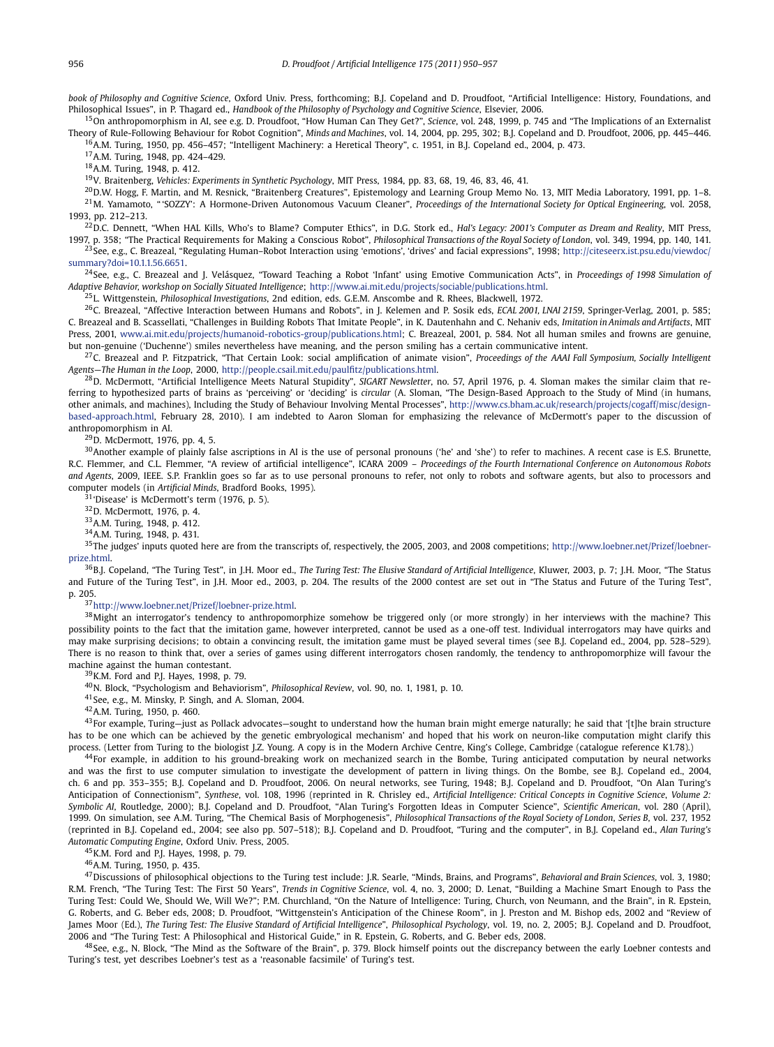*book of Philosophy and Cognitive Science*, Oxford Univ. Press, forthcoming; B.J. Copeland and D. Proudfoot, "Artificial Intelligence: History, Foundations, and Philosophical Issues", in P. Thagard ed., *Handbook of the Philosophy of Psychology and Cognitive Science*, Elsevier, 2006.

[15] On anthropomorphism in AI, see e.g. D. Proudfoot, "How Human Can They Get?", *Science*, vol. 248, 1999, p. 745 and "The Implications of an Externalist Theory of Rule-Following Behaviour for Robot Cognition", *Minds and Machines*, vol. 14, 2004, pp. 295, 302; B.J. Copeland and D. Proudfoot, 2006, pp. 445–446.

[16] A.M. Turing, 1950, pp. 456–457; "Intelligent Machinery: a Heretical Theory", c. 1951, in B.J. Copeland ed., 2004, p. 473.

[17] A.M. Turing, 1948, pp. 424–429.

[18] A.M. Turing, 1948, p. 412.

[19] V. Braitenberg, *Vehicles: Experiments in Synthetic Psychology*, MIT Press, 1984, pp. 83, 68, 19, 46, 83, 46, 41.

[20] D.W. Hogg, F. Martin, and M. Resnick, "Braitenberg Creatures", Epistemology and Learning Group Memo No. 13, MIT Media Laboratory, 1991, pp. 1–8.

[21] M. Yamamoto, "'SOZZY': A Hormone-Driven Autonomous Vacuum Cleaner", *Proceedings of the International Society for Optical Engineering*, vol. 2058, 1993, pp. 212–213.

[22] D.C. Dennett, "When HAL Kills, Who's to Blame? Computer Ethics", in D.G. Stork ed., *Hal's Legacy: 2001's Computer as Dream and Reality*, MIT Press, 1997, p. 358; "The Practical Requirements for Making a Conscious Robot", *Philosophical Transactions of the Royal Society of London*, vol. 349, 1994, pp. 140, 141.

[23] See, e.g., C. Breazeal, "Regulating Human–Robot Interaction using 'emotions', 'drives' and facial expressions", 1998; http://citeseerx.ist.psu.edu/viewdoc/summary?doi=10.1.1.56.6651.

[24] See, e.g., C. Breazeal and J. Velásquez, "Toward Teaching a Robot 'Infant' using Emotive Communication Acts", in *Proceedings of 1998 Simulation of Adaptive Behavior, workshop on Socially Situated Intelligence*; http://www.ai.mit.edu/projects/sociable/publications.html.

[25] L. Wittgenstein, *Philosophical Investigations*, 2nd edition, eds. G.E.M. Anscombe and R. Rhees, Blackwell, 1972.

[26] C. Breazeal, "Affective Interaction between Humans and Robots", in J. Kelemen and P. Sosik eds, *ECAL 2001, LNAI 2159*, Springer-Verlag, 2001, p. 585; C. Breazeal and B. Scassellati, "Challenges in Building Robots That Imitate People", in K. Dautenhahn and C. Nehaniv eds, *Imitation in Animals and Artifacts*, MIT Press, 2001, www.ai.mit.edu/projects/humanoid-robotics-group/publications.html; C. Breazeal, 2001, p. 584. Not all human smiles and frowns are genuine, but non-genuine ('Duchenne') smiles nevertheless have meaning, and the person smiling has a certain communicative intent.

[27] C. Breazeal and P. Fitzpatrick, "That Certain Look: social amplification of animate vision", *Proceedings of the AAAI Fall Symposium, Socially Intelligent Agents—The Human in the Loop*, 2000, http://people.csail.mit.edu/paulfitz/publications.html.

[28] D. McDermott, "Artificial Intelligence Meets Natural Stupidity", *SIGART Newsletter*, no. 57, April 1976, p. 4. Sloman makes the similar claim that referring to hypothesized parts of brains as 'perceiving' or 'deciding' is *circular* (A. Sloman, "The Design-Based Approach to the Study of Mind (in humans, other animals, and machines), Including the Study of Behaviour Involving Mental Processes", http://www.cs.bham.ac.uk/research/projects/cogaff/misc/design-based-approach.html, February 28, 2010). I am indebted to Aaron Sloman for emphasizing the relevance of McDermott's paper to the discussion of anthropomorphism in AI.

[29] D. McDermott, 1976, pp. 4, 5.

[30] Another example of plainly false ascriptions in AI is the use of personal pronouns ('he' and 'she') to refer to machines. A recent case is E.S. Brunette, R.C. Flemmer, and C.L. Flemmer, "A review of artificial intelligence", ICARA 2009 – *Proceedings of the Fourth International Conference on Autonomous Robots and Agents*, 2009, IEEE. S.P. Franklin goes so far as to use personal pronouns to refer, not only to robots and software agents, but also to processors and computer models (in *Artificial Minds*, Bradford Books, 1995).

[31] 'Disease' is McDermott's term (1976, p. 5).

[32] D. McDermott, 1976, p. 4.

[33] A.M. Turing, 1948, p. 412.

[34] A.M. Turing, 1948, p. 431.

[35] The judges' inputs quoted here are from the transcripts of, respectively, the 2005, 2003, and 2008 competitions; http://www.loebner.net/Prizef/loebner-prize.html.

[36] B.J. Copeland, "The Turing Test", in J.H. Moor ed., *The Turing Test: The Elusive Standard of Artificial Intelligence*, Kluwer, 2003, p. 7; J.H. Moor, "The Status and Future of the Turing Test", in J.H. Moor ed., 2003, p. 204. The results of the 2000 contest are set out in "The Status and Future of the Turing Test", p. 205.

[37] http://www.loebner.net/Prizef/loebner-prize.html.

[38] Might an interrogator's tendency to anthropomorphize somehow be triggered only (or more strongly) in her interviews with the machine? This possibility points to the fact that the imitation game, however interpreted, cannot be used as a one-off test. Individual interrogators may have quirks and may make surprising decisions; to obtain a convincing result, the imitation game must be played several times (see B.J. Copeland ed., 2004, pp. 528–529). There is no reason to think that, over a series of games using different interrogators chosen randomly, the tendency to anthropomorphize will favour the machine against the human contestant.

[39] K.M. Ford and P.J. Hayes, 1998, p. 79.

[40] N. Block, "Psychologism and Behaviorism", *Philosophical Review*, vol. 90, no. 1, 1981, p. 10.

[41] See, e.g., M. Minsky, P. Singh, and A. Sloman, 2004.

[42] A.M. Turing, 1950, p. 460.

[43] For example, Turing—just as Pollack advocates—sought to understand how the human brain might emerge naturally; he said that '[t]he brain structure has to be one which can be achieved by the genetic embryological mechanism' and hoped that his work on neuron-like computation might clarify this process. (Letter from Turing to the biologist J.Z. Young. A copy is in the Modern Archive Centre, King's College, Cambridge (catalogue reference K1.78).)

[44] For example, in addition to his ground-breaking work on mechanized search in the Bombe, Turing anticipated computation by neural networks and was the first to use computer simulation to investigate the development of pattern in living things. On the Bombe, see B.J. Copeland ed., 2004, ch. 6 and pp. 353–355; B.J. Copeland and D. Proudfoot, 2006. On neural networks, see Turing, 1948; B.J. Copeland and D. Proudfoot, "On Alan Turing's Anticipation of Connectionism", *Synthese*, vol. 108, 1996 (reprinted in R. Chrisley ed., *Artificial Intelligence: Critical Concepts in Cognitive Science, Volume 2: Symbolic AI*, Routledge, 2000); B.J. Copeland and D. Proudfoot, "Alan Turing's Forgotten Ideas in Computer Science", *Scientific American*, vol. 280 (April), 1999. On simulation, see A.M. Turing, "The Chemical Basis of Morphogenesis", *Philosophical Transactions of the Royal Society of London, Series B*, vol. 237, 1952 (reprinted in B.J. Copeland ed., 2004; see also pp. 507–518); B.J. Copeland and D. Proudfoot, "Turing and the computer", in B.J. Copeland ed., *Alan Turing's Automatic Computing Engine*, Oxford Univ. Press, 2005.

[45] K.M. Ford and P.J. Hayes, 1998, p. 79.

[46] A.M. Turing, 1950, p. 435.

[47] Discussions of philosophical objections to the Turing test include: J.R. Searle, "Minds, Brains, and Programs", *Behavioral and Brain Sciences*, vol. 3, 1980; R.M. French, "The Turing Test: The First 50 Years", *Trends in Cognitive Science*, vol. 4, no. 3, 2000; D. Lenat, "Building a Machine Smart Enough to Pass the Turing Test: Could We, Should We, Will We?"; P.M. Churchland, "On the Nature of Intelligence: Turing, Church, von Neumann, and the Brain", in R. Epstein, G. Roberts, and G. Beber eds, 2008; D. Proudfoot, "Wittgenstein's Anticipation of the Chinese Room", in J. Preston and M. Bishop eds, 2002 and "Review of James Moor (Ed.), *The Turing Test: The Elusive Standard of Artificial Intelligence*", *Philosophical Psychology*, vol. 19, no. 2, 2005; B.J. Copeland and D. Proudfoot, 2006 and "The Turing Test: A Philosophical and Historical Guide," in R. Epstein, G. Roberts, and G. Beber eds, 2008.

[48] See, e.g., N. Block, "The Mind as the Software of the Brain", p. 379. Block himself points out the discrepancy between the early Loebner contests and Turing's test, yet describes Loebner's test as a 'reasonable facsimile' of Turing's test.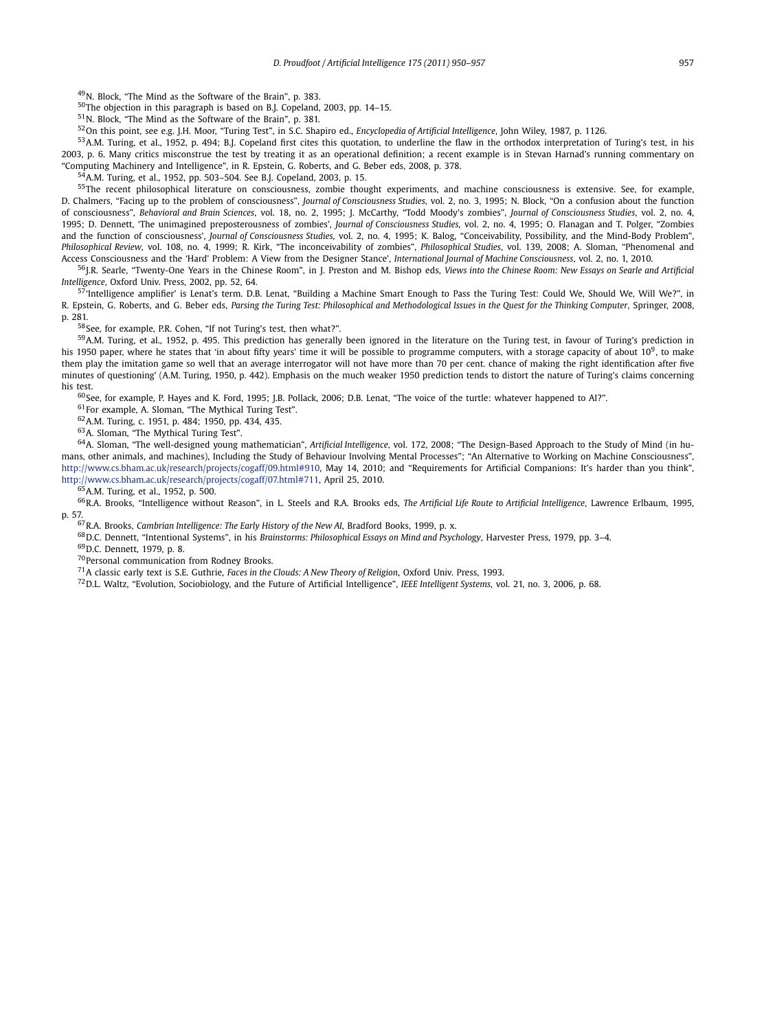[49] N. Block, "The Mind as the Software of the Brain", p. 383.

[50] The objection in this paragraph is based on B.J. Copeland, 2003, pp. 14–15.

[51] N. Block, "The Mind as the Software of the Brain", p. 381.

[52] On this point, see e.g. J.H. Moor, "Turing Test", in S.C. Shapiro ed., *Encyclopedia of Artificial Intelligence*, John Wiley, 1987, p. 1126.

[53] A.M. Turing, et al., 1952, p. 494; B.J. Copeland first cites this quotation, to underline the flaw in the orthodox interpretation of Turing's test, in his 2003, p. 6. Many critics misconstrue the test by treating it as an operational definition; a recent example is in Stevan Harnad's running commentary on "Computing Machinery and Intelligence", in R. Epstein, G. Roberts, and G. Beber eds, 2008, p. 378.

[54] A.M. Turing, et al., 1952, pp. 503–504. See B.J. Copeland, 2003, p. 15.

[55] The recent philosophical literature on consciousness, zombie thought experiments, and machine consciousness is extensive. See, for example, D. Chalmers, "Facing up to the problem of consciousness", *Journal of Consciousness Studies*, vol. 2, no. 3, 1995; N. Block, "On a confusion about the function of consciousness", *Behavioral and Brain Sciences*, vol. 18, no. 2, 1995; J. McCarthy, "Todd Moody's zombies", *Journal of Consciousness Studies*, vol. 2, no. 4, 1995; D. Dennett, 'The unimagined preposterousness of zombies', *Journal of Consciousness Studies*, vol. 2, no. 4, 1995; O. Flanagan and T. Polger, "Zombies and the function of consciousness', *Journal of Consciousness Studies*, vol. 2, no. 4, 1995; K. Balog, "Conceivability, Possibility, and the Mind-Body Problem", *Philosophical Review*, vol. 108, no. 4, 1999; R. Kirk, "The inconceivability of zombies", *Philosophical Studies*, vol. 139, 2008; A. Sloman, "Phenomenal and Access Consciousness and the 'Hard' Problem: A View from the Designer Stance', *International Journal of Machine Consciousness*, vol. 2, no. 1, 2010.

[56] J.R. Searle, "Twenty-One Years in the Chinese Room", in J. Preston and M. Bishop eds, *Views into the Chinese Room: New Essays on Searle and Artificial Intelligence*, Oxford Univ. Press, 2002, pp. 52, 64.

[57] 'Intelligence amplifier' is Lenat's term. D.B. Lenat, "Building a Machine Smart Enough to Pass the Turing Test: Could We, Should We, Will We?", in R. Epstein, G. Roberts, and G. Beber eds, *Parsing the Turing Test: Philosophical and Methodological Issues in the Quest for the Thinking Computer*, Springer, 2008, p. 281.

[58] See, for example, P.R. Cohen, "If not Turing's test, then what?".

[59] A.M. Turing, et al., 1952, p. 495. This prediction has generally been ignored in the literature on the Turing test, in favour of Turing's prediction in his 1950 paper, where he states that 'in about fifty years' time it will be possible to programme computers, with a storage capacity of about $10^9$, to make them play the imitation game so well that an average interrogator will not have more than 70 per cent. chance of making the right identification after five minutes of questioning' (A.M. Turing, 1950, p. 442). Emphasis on the much weaker 1950 prediction tends to distort the nature of Turing's claims concerning his test.

[60] See, for example, P. Hayes and K. Ford, 1995; J.B. Pollack, 2006; D.B. Lenat, "The voice of the turtle: whatever happened to AI?".

[61] For example, A. Sloman, "The Mythical Turing Test".

[62] A.M. Turing, c. 1951, p. 484; 1950, pp. 434, 435.

[63] A. Sloman, "The Mythical Turing Test".

[64] A. Sloman, "The well-designed young mathematician", *Artificial Intelligence*, vol. 172, 2008; "The Design-Based Approach to the Study of Mind (in humans, other animals, and machines), Including the Study of Behaviour Involving Mental Processes"; "An Alternative to Working on Machine Consciousness", http://www.cs.bham.ac.uk/research/projects/cogaff/09.html#910, May 14, 2010; and "Requirements for Artificial Companions: It's harder than you think", http://www.cs.bham.ac.uk/research/projects/cogaff/07.html#711, April 25, 2010.

[65] A.M. Turing, et al., 1952, p. 500.

[66] R.A. Brooks, "Intelligence without Reason", in L. Steels and R.A. Brooks eds, *The Artificial Life Route to Artificial Intelligence*, Lawrence Erlbaum, 1995, p. 57.

[67] R.A. Brooks, *Cambrian Intelligence: The Early History of the New AI*, Bradford Books, 1999, p. x.

[68] D.C. Dennett, "Intentional Systems", in his *Brainstorms: Philosophical Essays on Mind and Psychology*, Harvester Press, 1979, pp. 3–4.

[69] D.C. Dennett, 1979, p. 8.

[70] Personal communication from Rodney Brooks.

[71] A classic early text is S.E. Guthrie, *Faces in the Clouds: A New Theory of Religion*, Oxford Univ. Press, 1993.

[72] D.L. Waltz, "Evolution, Sociobiology, and the Future of Artificial Intelligence", *IEEE Intelligent Systems*, vol. 21, no. 3, 2006, p. 68.